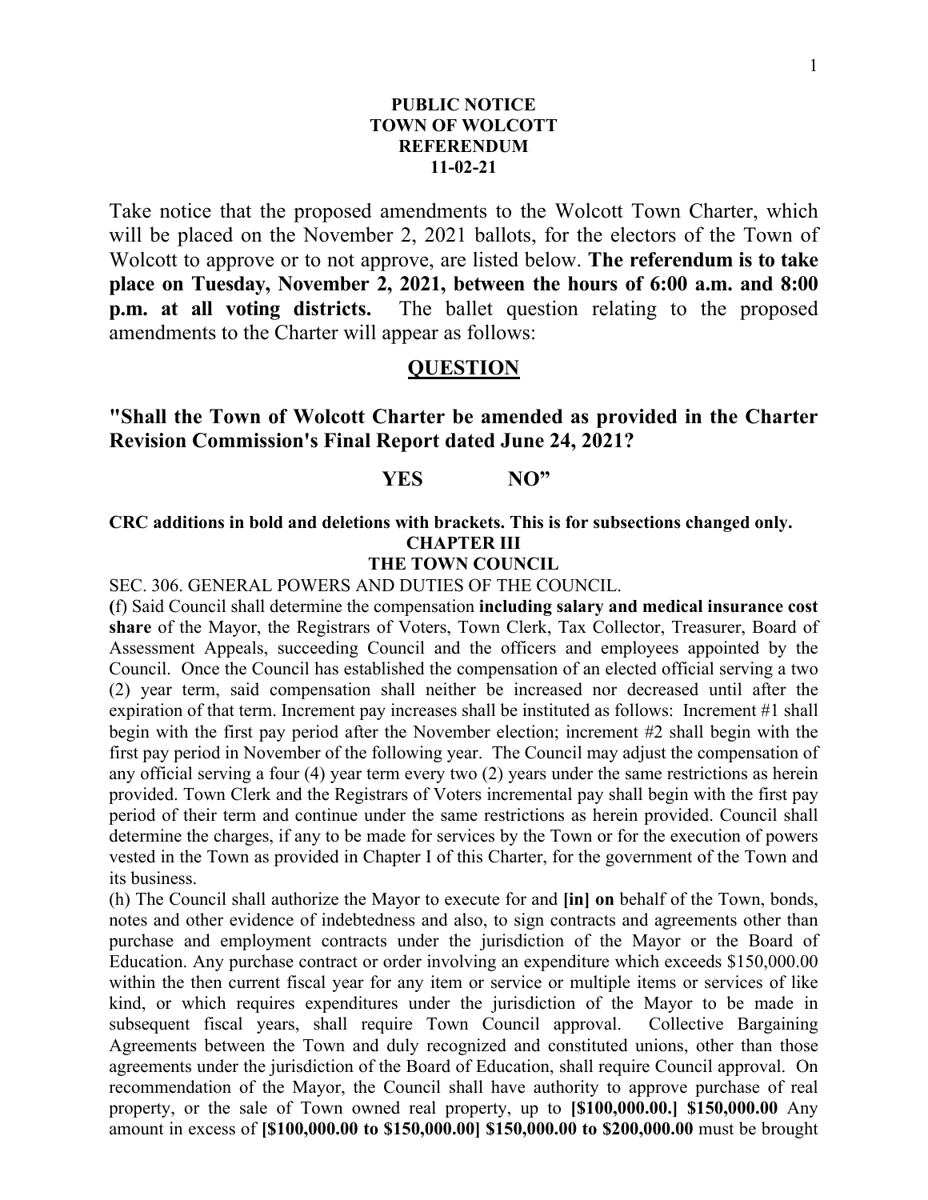**PUBLIC NOTICE**
**TOWN OF WOLCOTT**
**REFERENDUM**
**11-02-21**

Take notice that the proposed amendments to the Wolcott Town Charter, which will be placed on the November 2, 2021 ballots, for the electors of the Town of Wolcott to approve or to not approve, are listed below. **The referendum is to take place on Tuesday, November 2, 2021, between the hours of 6:00 a.m. and 8:00 p.m. at all voting districts.** The ballet question relating to the proposed amendments to the Charter will appear as follows:

## QUESTION

**"Shall the Town of Wolcott Charter be amended as provided in the Charter Revision Commission's Final Report dated June 24, 2021?**

**YES NO"**

**CRC additions in bold and deletions with brackets. This is for subsections changed only.**

### CHAPTER III
### THE TOWN COUNCIL

SEC. 306. GENERAL POWERS AND DUTIES OF THE COUNCIL.

(f) Said Council shall determine the compensation **including salary and medical insurance cost share** of the Mayor, the Registrars of Voters, Town Clerk, Tax Collector, Treasurer, Board of Assessment Appeals, succeeding Council and the officers and employees appointed by the Council. Once the Council has established the compensation of an elected official serving a two (2) year term, said compensation shall neither be increased nor decreased until after the expiration of that term. Increment pay increases shall be instituted as follows: Increment #1 shall begin with the first pay period after the November election; increment #2 shall begin with the first pay period in November of the following year. The Council may adjust the compensation of any official serving a four (4) year term every two (2) years under the same restrictions as herein provided. Town Clerk and the Registrars of Voters incremental pay shall begin with the first pay period of their term and continue under the same restrictions as herein provided. Council shall determine the charges, if any to be made for services by the Town or for the execution of powers vested in the Town as provided in Chapter I of this Charter, for the government of the Town and its business.

(h) The Council shall authorize the Mayor to execute for and **[in] on** behalf of the Town, bonds, notes and other evidence of indebtedness and also, to sign contracts and agreements other than purchase and employment contracts under the jurisdiction of the Mayor or the Board of Education. Any purchase contract or order involving an expenditure which exceeds $150,000.00 within the then current fiscal year for any item or service or multiple items or services of like kind, or which requires expenditures under the jurisdiction of the Mayor to be made in subsequent fiscal years, shall require Town Council approval. Collective Bargaining Agreements between the Town and duly recognized and constituted unions, other than those agreements under the jurisdiction of the Board of Education, shall require Council approval. On recommendation of the Mayor, the Council shall have authority to approve purchase of real property, or the sale of Town owned real property, up to **[$100,000.00.] $150,000.00** Any amount in excess of **[$100,000.00 to $150,000.00] $150,000.00 to $200,000.00** must be brought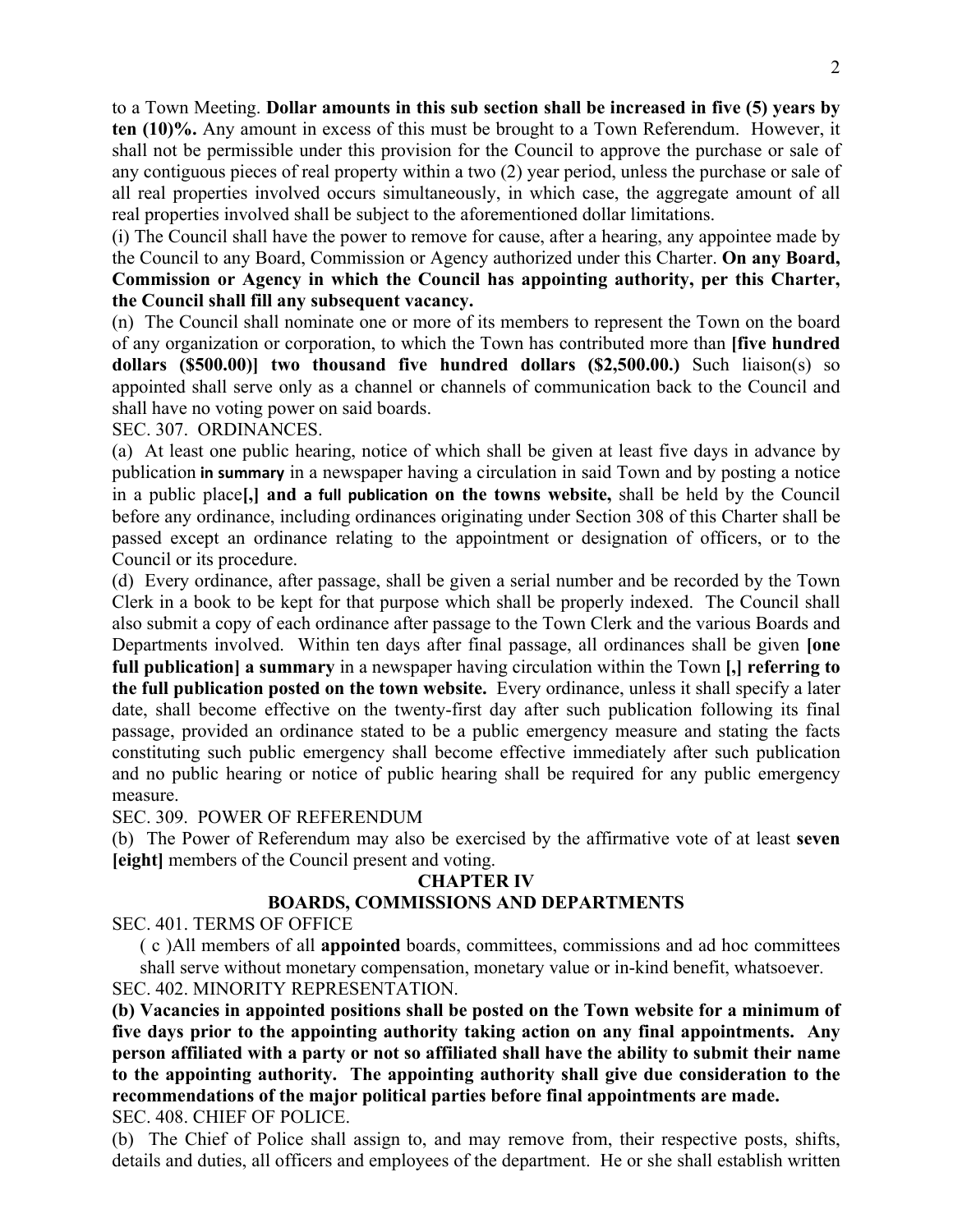to a Town Meeting. **Dollar amounts in this sub section shall be increased in five (5) years by ten (10)%.** Any amount in excess of this must be brought to a Town Referendum. However, it shall not be permissible under this provision for the Council to approve the purchase or sale of any contiguous pieces of real property within a two (2) year period, unless the purchase or sale of all real properties involved occurs simultaneously, in which case, the aggregate amount of all real properties involved shall be subject to the aforementioned dollar limitations.

(i) The Council shall have the power to remove for cause, after a hearing, any appointee made by the Council to any Board, Commission or Agency authorized under this Charter. **On any Board, Commission or Agency in which the Council has appointing authority, per this Charter, the Council shall fill any subsequent vacancy.**

(n) The Council shall nominate one or more of its members to represent the Town on the board of any organization or corporation, to which the Town has contributed more than **[five hundred dollars ($500.00)] two thousand five hundred dollars ($2,500.00.)** Such liaison(s) so appointed shall serve only as a channel or channels of communication back to the Council and shall have no voting power on said boards.

SEC. 307. ORDINANCES.

(a) At least one public hearing, notice of which shall be given at least five days in advance by publication **in summary** in a newspaper having a circulation in said Town and by posting a notice in a public place**[,] and a full publication on the towns website,** shall be held by the Council before any ordinance, including ordinances originating under Section 308 of this Charter shall be passed except an ordinance relating to the appointment or designation of officers, or to the Council or its procedure.

(d) Every ordinance, after passage, shall be given a serial number and be recorded by the Town Clerk in a book to be kept for that purpose which shall be properly indexed. The Council shall also submit a copy of each ordinance after passage to the Town Clerk and the various Boards and Departments involved. Within ten days after final passage, all ordinances shall be given **[one full publication] a summary** in a newspaper having circulation within the Town **[,] referring to the full publication posted on the town website.** Every ordinance, unless it shall specify a later date, shall become effective on the twenty-first day after such publication following its final passage, provided an ordinance stated to be a public emergency measure and stating the facts constituting such public emergency shall become effective immediately after such publication and no public hearing or notice of public hearing shall be required for any public emergency measure.

SEC. 309. POWER OF REFERENDUM

(b) The Power of Referendum may also be exercised by the affirmative vote of at least **seven [eight]** members of the Council present and voting.

## CHAPTER IV
## BOARDS, COMMISSIONS AND DEPARTMENTS

SEC. 401. TERMS OF OFFICE

( c )All members of all **appointed** boards, committees, commissions and ad hoc committees shall serve without monetary compensation, monetary value or in-kind benefit, whatsoever.

SEC. 402. MINORITY REPRESENTATION.

**(b) Vacancies in appointed positions shall be posted on the Town website for a minimum of five days prior to the appointing authority taking action on any final appointments. Any person affiliated with a party or not so affiliated shall have the ability to submit their name to the appointing authority. The appointing authority shall give due consideration to the recommendations of the major political parties before final appointments are made.**

SEC. 408. CHIEF OF POLICE.

(b) The Chief of Police shall assign to, and may remove from, their respective posts, shifts, details and duties, all officers and employees of the department. He or she shall establish written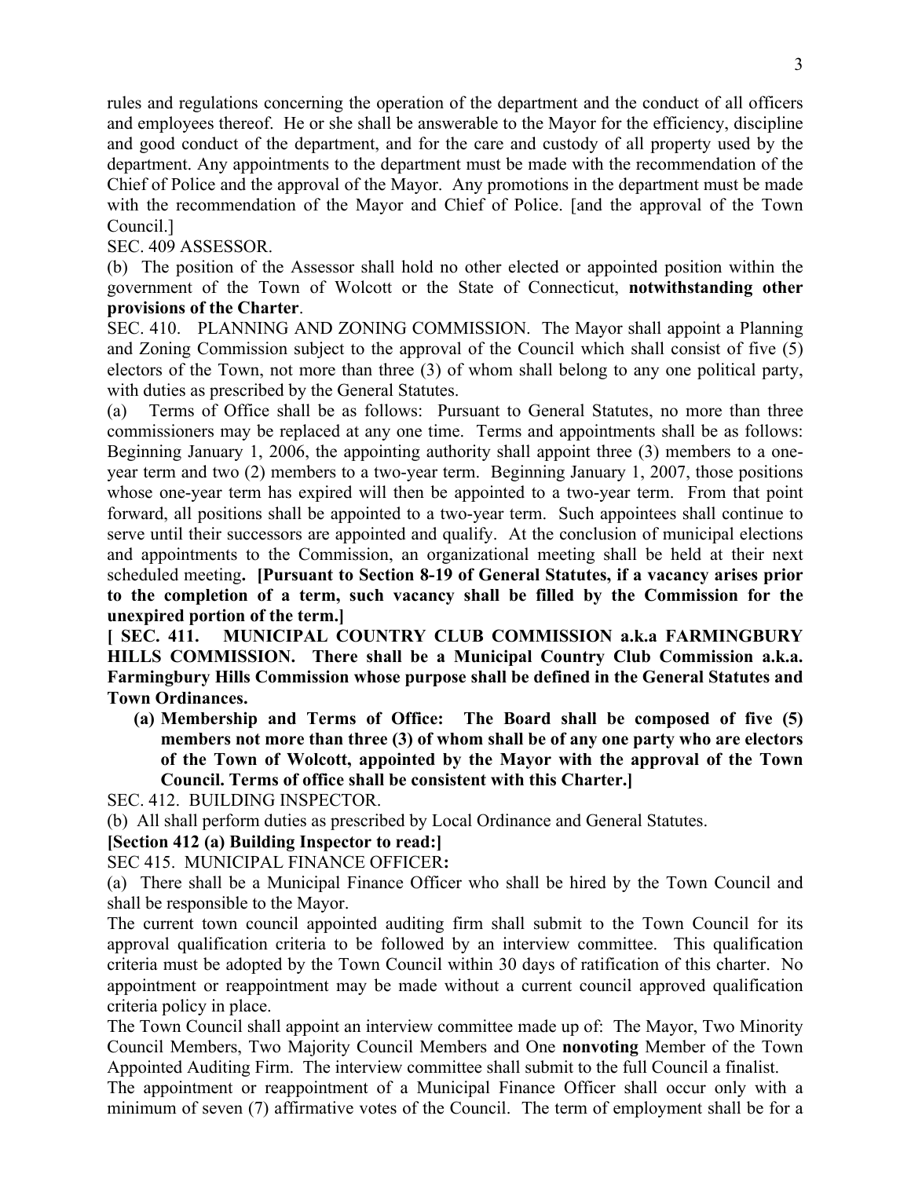rules and regulations concerning the operation of the department and the conduct of all officers and employees thereof. He or she shall be answerable to the Mayor for the efficiency, discipline and good conduct of the department, and for the care and custody of all property used by the department. Any appointments to the department must be made with the recommendation of the Chief of Police and the approval of the Mayor. Any promotions in the department must be made with the recommendation of the Mayor and Chief of Police. [and the approval of the Town Council.]

SEC. 409 ASSESSOR.

(b) The position of the Assessor shall hold no other elected or appointed position within the government of the Town of Wolcott or the State of Connecticut, **notwithstanding other provisions of the Charter**.

SEC. 410. PLANNING AND ZONING COMMISSION. The Mayor shall appoint a Planning and Zoning Commission subject to the approval of the Council which shall consist of five (5) electors of the Town, not more than three (3) of whom shall belong to any one political party, with duties as prescribed by the General Statutes.

(a) Terms of Office shall be as follows: Pursuant to General Statutes, no more than three commissioners may be replaced at any one time. Terms and appointments shall be as follows: Beginning January 1, 2006, the appointing authority shall appoint three (3) members to a one-year term and two (2) members to a two-year term. Beginning January 1, 2007, those positions whose one-year term has expired will then be appointed to a two-year term. From that point forward, all positions shall be appointed to a two-year term. Such appointees shall continue to serve until their successors are appointed and qualify. At the conclusion of municipal elections and appointments to the Commission, an organizational meeting shall be held at their next scheduled meeting**. [Pursuant to Section 8-19 of General Statutes, if a vacancy arises prior to the completion of a term, such vacancy shall be filled by the Commission for the unexpired portion of the term.]**

**[ SEC. 411. MUNICIPAL COUNTRY CLUB COMMISSION a.k.a FARMINGBURY HILLS COMMISSION. There shall be a Municipal Country Club Commission a.k.a. Farmingbury Hills Commission whose purpose shall be defined in the General Statutes and Town Ordinances.**

**(a) Membership and Terms of Office: The Board shall be composed of five (5) members not more than three (3) of whom shall be of any one party who are electors of the Town of Wolcott, appointed by the Mayor with the approval of the Town Council. Terms of office shall be consistent with this Charter.]**

SEC. 412. BUILDING INSPECTOR.

(b) All shall perform duties as prescribed by Local Ordinance and General Statutes.

**[Section 412 (a) Building Inspector to read:]**

SEC 415. MUNICIPAL FINANCE OFFICER**:**

(a) There shall be a Municipal Finance Officer who shall be hired by the Town Council and shall be responsible to the Mayor.

The current town council appointed auditing firm shall submit to the Town Council for its approval qualification criteria to be followed by an interview committee. This qualification criteria must be adopted by the Town Council within 30 days of ratification of this charter. No appointment or reappointment may be made without a current council approved qualification criteria policy in place.

The Town Council shall appoint an interview committee made up of: The Mayor, Two Minority Council Members, Two Majority Council Members and One **nonvoting** Member of the Town Appointed Auditing Firm. The interview committee shall submit to the full Council a finalist.

The appointment or reappointment of a Municipal Finance Officer shall occur only with a minimum of seven (7) affirmative votes of the Council. The term of employment shall be for a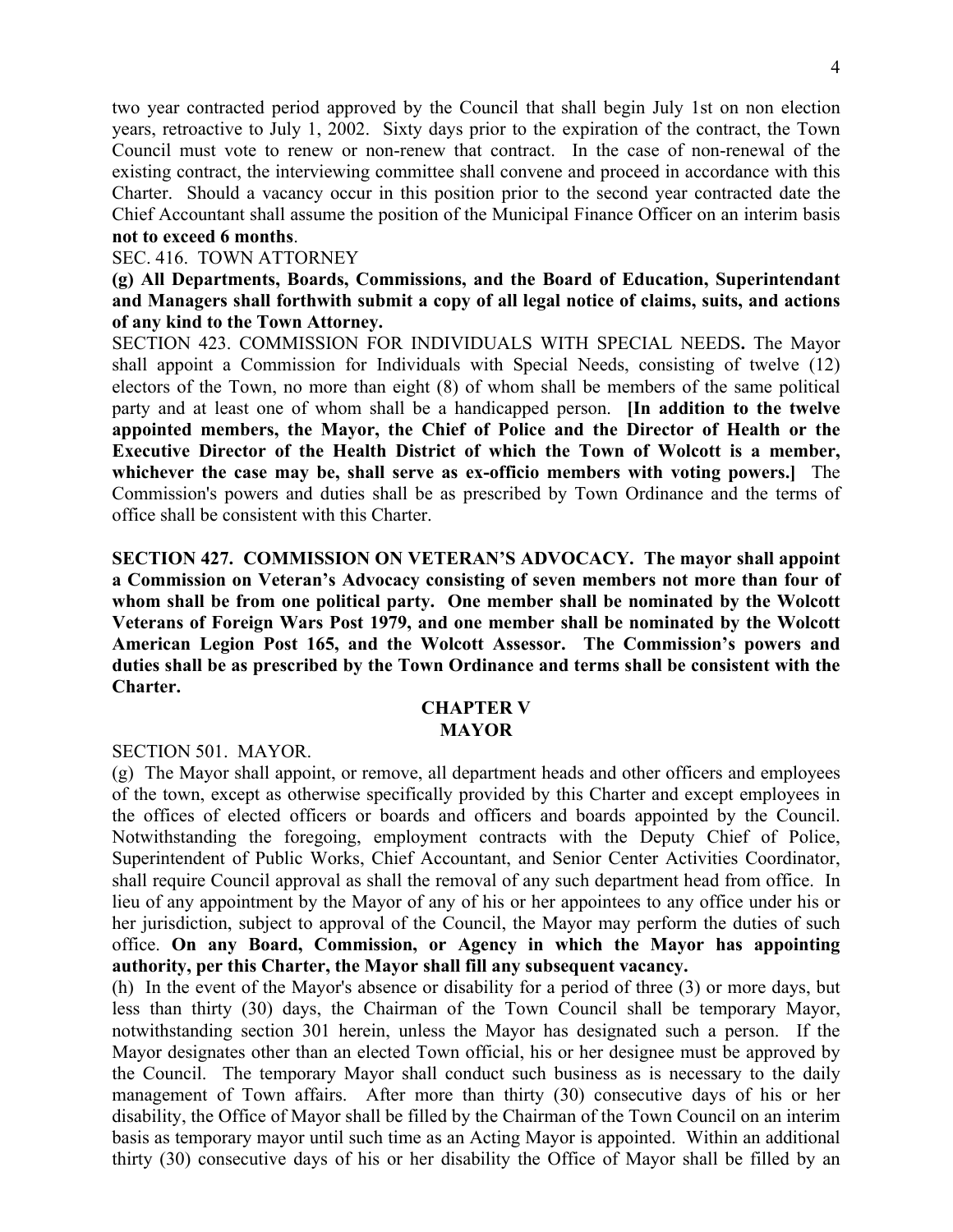two year contracted period approved by the Council that shall begin July 1st on non election years, retroactive to July 1, 2002. Sixty days prior to the expiration of the contract, the Town Council must vote to renew or non-renew that contract. In the case of non-renewal of the existing contract, the interviewing committee shall convene and proceed in accordance with this Charter. Should a vacancy occur in this position prior to the second year contracted date the Chief Accountant shall assume the position of the Municipal Finance Officer on an interim basis **not to exceed 6 months**.

SEC. 416. TOWN ATTORNEY

**(g) All Departments, Boards, Commissions, and the Board of Education, Superintendant and Managers shall forthwith submit a copy of all legal notice of claims, suits, and actions of any kind to the Town Attorney.**

SECTION 423. COMMISSION FOR INDIVIDUALS WITH SPECIAL NEEDS**.** The Mayor shall appoint a Commission for Individuals with Special Needs, consisting of twelve (12) electors of the Town, no more than eight (8) of whom shall be members of the same political party and at least one of whom shall be a handicapped person. **[In addition to the twelve appointed members, the Mayor, the Chief of Police and the Director of Health or the Executive Director of the Health District of which the Town of Wolcott is a member, whichever the case may be, shall serve as ex-officio members with voting powers.]** The Commission's powers and duties shall be as prescribed by Town Ordinance and the terms of office shall be consistent with this Charter.

**SECTION 427. COMMISSION ON VETERAN'S ADVOCACY. The mayor shall appoint a Commission on Veteran's Advocacy consisting of seven members not more than four of whom shall be from one political party. One member shall be nominated by the Wolcott Veterans of Foreign Wars Post 1979, and one member shall be nominated by the Wolcott American Legion Post 165, and the Wolcott Assessor. The Commission's powers and duties shall be as prescribed by the Town Ordinance and terms shall be consistent with the Charter.**

## CHAPTER V
## MAYOR

SECTION 501. MAYOR.

(g) The Mayor shall appoint, or remove, all department heads and other officers and employees of the town, except as otherwise specifically provided by this Charter and except employees in the offices of elected officers or boards and officers and boards appointed by the Council. Notwithstanding the foregoing, employment contracts with the Deputy Chief of Police, Superintendent of Public Works, Chief Accountant, and Senior Center Activities Coordinator, shall require Council approval as shall the removal of any such department head from office. In lieu of any appointment by the Mayor of any of his or her appointees to any office under his or her jurisdiction, subject to approval of the Council, the Mayor may perform the duties of such office. **On any Board, Commission, or Agency in which the Mayor has appointing authority, per this Charter, the Mayor shall fill any subsequent vacancy.**

(h) In the event of the Mayor's absence or disability for a period of three (3) or more days, but less than thirty (30) days, the Chairman of the Town Council shall be temporary Mayor, notwithstanding section 301 herein, unless the Mayor has designated such a person. If the Mayor designates other than an elected Town official, his or her designee must be approved by the Council. The temporary Mayor shall conduct such business as is necessary to the daily management of Town affairs. After more than thirty (30) consecutive days of his or her disability, the Office of Mayor shall be filled by the Chairman of the Town Council on an interim basis as temporary mayor until such time as an Acting Mayor is appointed. Within an additional thirty (30) consecutive days of his or her disability the Office of Mayor shall be filled by an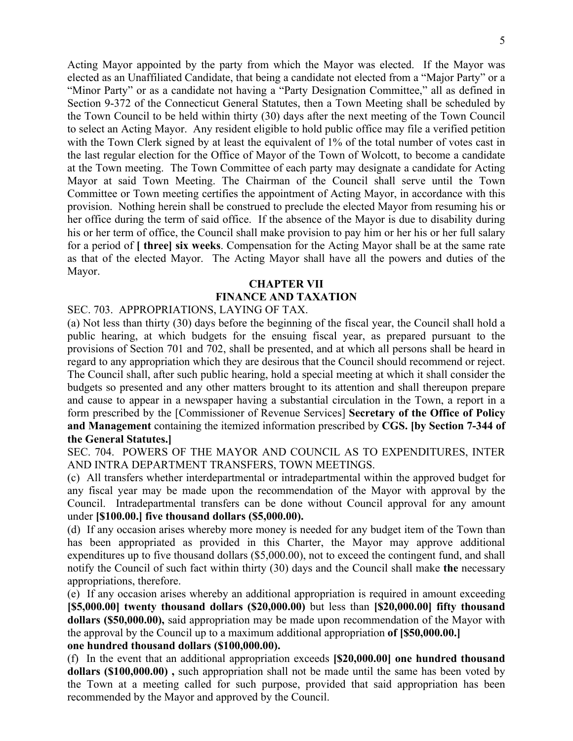Acting Mayor appointed by the party from which the Mayor was elected. If the Mayor was elected as an Unaffiliated Candidate, that being a candidate not elected from a "Major Party" or a "Minor Party" or as a candidate not having a "Party Designation Committee," all as defined in Section 9-372 of the Connecticut General Statutes, then a Town Meeting shall be scheduled by the Town Council to be held within thirty (30) days after the next meeting of the Town Council to select an Acting Mayor. Any resident eligible to hold public office may file a verified petition with the Town Clerk signed by at least the equivalent of 1% of the total number of votes cast in the last regular election for the Office of Mayor of the Town of Wolcott, to become a candidate at the Town meeting. The Town Committee of each party may designate a candidate for Acting Mayor at said Town Meeting. The Chairman of the Council shall serve until the Town Committee or Town meeting certifies the appointment of Acting Mayor, in accordance with this provision. Nothing herein shall be construed to preclude the elected Mayor from resuming his or her office during the term of said office. If the absence of the Mayor is due to disability during his or her term of office, the Council shall make provision to pay him or her his or her full salary for a period of **[ three] six weeks**. Compensation for the Acting Mayor shall be at the same rate as that of the elected Mayor. The Acting Mayor shall have all the powers and duties of the Mayor.

## CHAPTER VII
## FINANCE AND TAXATION

SEC. 703. APPROPRIATIONS, LAYING OF TAX.

(a) Not less than thirty (30) days before the beginning of the fiscal year, the Council shall hold a public hearing, at which budgets for the ensuing fiscal year, as prepared pursuant to the provisions of Section 701 and 702, shall be presented, and at which all persons shall be heard in regard to any appropriation which they are desirous that the Council should recommend or reject. The Council shall, after such public hearing, hold a special meeting at which it shall consider the budgets so presented and any other matters brought to its attention and shall thereupon prepare and cause to appear in a newspaper having a substantial circulation in the Town, a report in a form prescribed by the [Commissioner of Revenue Services] **Secretary of the Office of Policy and Management** containing the itemized information prescribed by **CGS. [by Section 7-344 of the General Statutes.]**

SEC. 704. POWERS OF THE MAYOR AND COUNCIL AS TO EXPENDITURES, INTER AND INTRA DEPARTMENT TRANSFERS, TOWN MEETINGS.

(c) All transfers whether interdepartmental or intradepartmental within the approved budget for any fiscal year may be made upon the recommendation of the Mayor with approval by the Council. Intradepartmental transfers can be done without Council approval for any amount under **[$100.00.] five thousand dollars ($5,000.00).**

(d) If any occasion arises whereby more money is needed for any budget item of the Town than has been appropriated as provided in this Charter, the Mayor may approve additional expenditures up to five thousand dollars ($5,000.00), not to exceed the contingent fund, and shall notify the Council of such fact within thirty (30) days and the Council shall make **the** necessary appropriations, therefore.

(e) If any occasion arises whereby an additional appropriation is required in amount exceeding **[$5,000.00] twenty thousand dollars ($20,000.00)** but less than **[$20,000.00] fifty thousand dollars ($50,000.00),** said appropriation may be made upon recommendation of the Mayor with the approval by the Council up to a maximum additional appropriation **of [$50,000.00.] one hundred thousand dollars ($100,000.00).**

(f) In the event that an additional appropriation exceeds **[$20,000.00] one hundred thousand dollars ($100,000.00) ,** such appropriation shall not be made until the same has been voted by the Town at a meeting called for such purpose, provided that said appropriation has been recommended by the Mayor and approved by the Council.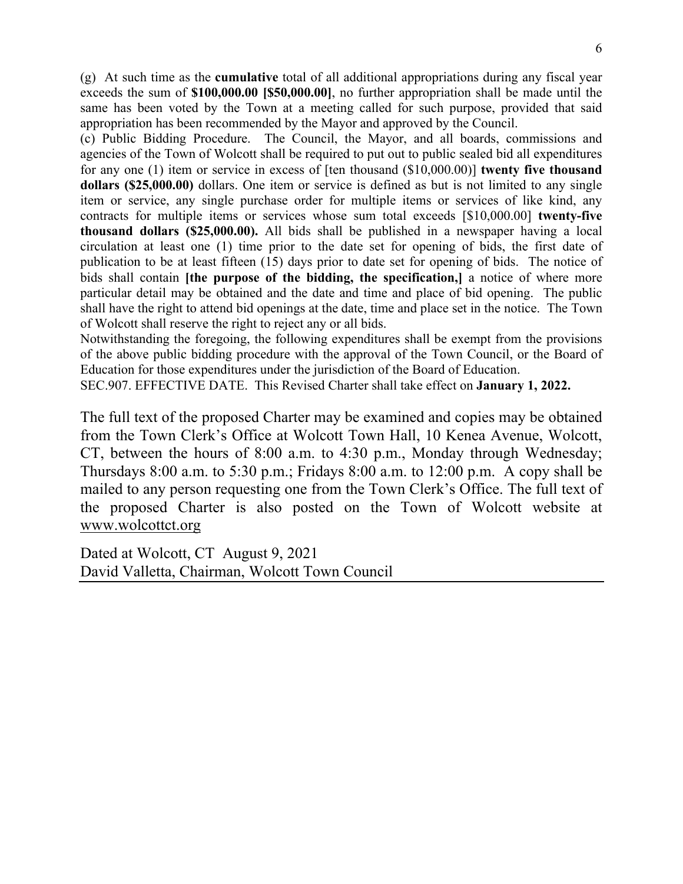(g) At such time as the **cumulative** total of all additional appropriations during any fiscal year exceeds the sum of **$100,000.00 [$50,000.00]**, no further appropriation shall be made until the same has been voted by the Town at a meeting called for such purpose, provided that said appropriation has been recommended by the Mayor and approved by the Council.

(c) Public Bidding Procedure. The Council, the Mayor, and all boards, commissions and agencies of the Town of Wolcott shall be required to put out to public sealed bid all expenditures for any one (1) item or service in excess of [ten thousand ($10,000.00)] **twenty five thousand dollars ($25,000.00)** dollars. One item or service is defined as but is not limited to any single item or service, any single purchase order for multiple items or services of like kind, any contracts for multiple items or services whose sum total exceeds [$10,000.00] **twenty-five thousand dollars ($25,000.00).** All bids shall be published in a newspaper having a local circulation at least one (1) time prior to the date set for opening of bids, the first date of publication to be at least fifteen (15) days prior to date set for opening of bids. The notice of bids shall contain **[the purpose of the bidding, the specification,]** a notice of where more particular detail may be obtained and the date and time and place of bid opening. The public shall have the right to attend bid openings at the date, time and place set in the notice. The Town of Wolcott shall reserve the right to reject any or all bids.

Notwithstanding the foregoing, the following expenditures shall be exempt from the provisions of the above public bidding procedure with the approval of the Town Council, or the Board of Education for those expenditures under the jurisdiction of the Board of Education.

SEC.907. EFFECTIVE DATE. This Revised Charter shall take effect on **January 1, 2022.**

The full text of the proposed Charter may be examined and copies may be obtained from the Town Clerk's Office at Wolcott Town Hall, 10 Kenea Avenue, Wolcott, CT, between the hours of 8:00 a.m. to 4:30 p.m., Monday through Wednesday; Thursdays 8:00 a.m. to 5:30 p.m.; Fridays 8:00 a.m. to 12:00 p.m. A copy shall be mailed to any person requesting one from the Town Clerk's Office. The full text of the proposed Charter is also posted on the Town of Wolcott website at www.wolcottct.org

Dated at Wolcott, CT August 9, 2021
David Valletta, Chairman, Wolcott Town Council